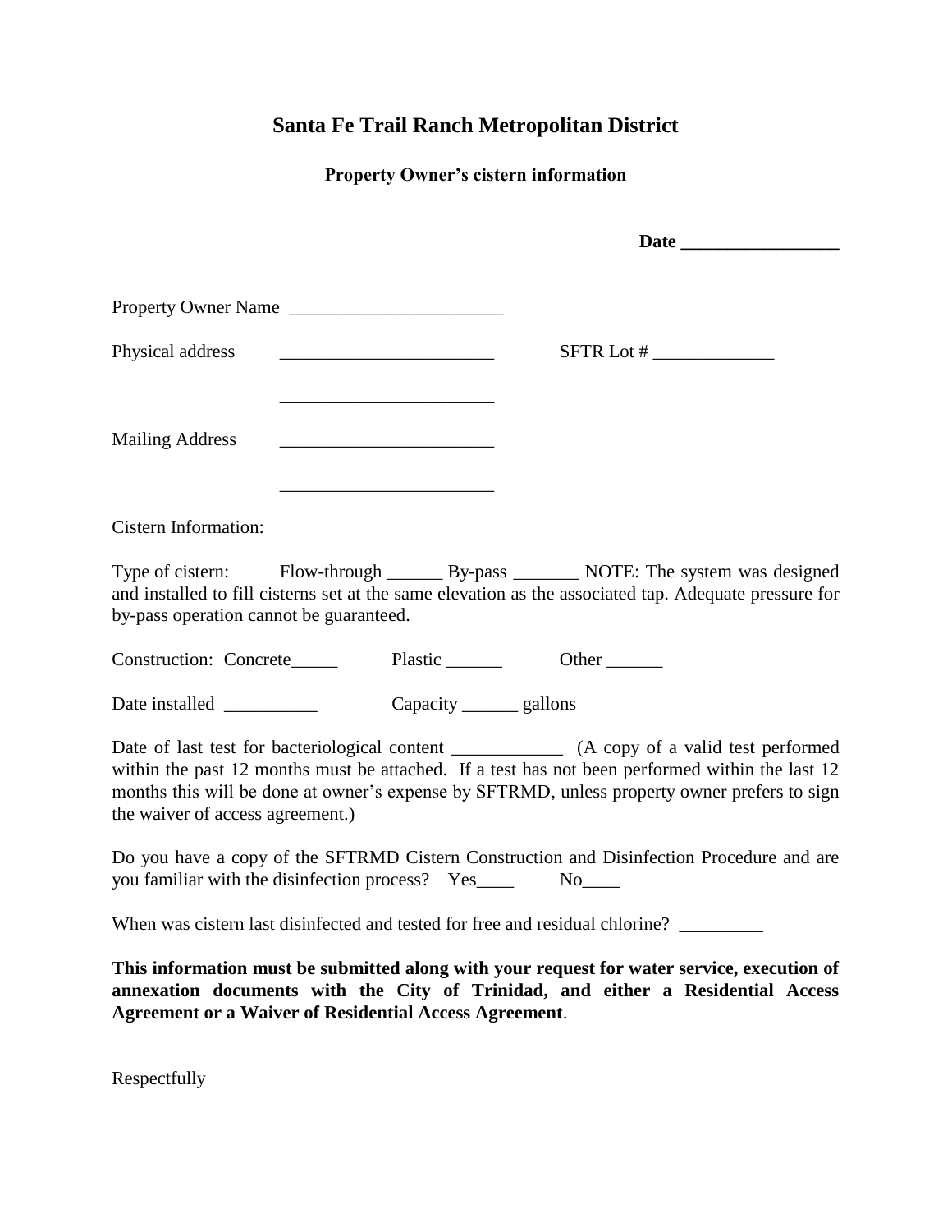# Santa Fe Trail Ranch Metropolitan District

### Property Owner's cistern information

**Date _________________**

Property Owner Name _______________________

Physical address _______________________ SFTR Lot # _____________

_______________________

Mailing Address _______________________

_______________________

Cistern Information:

Type of cistern: Flow-through ______ By-pass _______ NOTE: The system was designed and installed to fill cisterns set at the same elevation as the associated tap. Adequate pressure for by-pass operation cannot be guaranteed.

Construction: Concrete_____ Plastic ______ Other ______

Date installed __________ Capacity ______ gallons

Date of last test for bacteriological content ____________ (A copy of a valid test performed within the past 12 months must be attached. If a test has not been performed within the last 12 months this will be done at owner's expense by SFTRMD, unless property owner prefers to sign the waiver of access agreement.)

Do you have a copy of the SFTRMD Cistern Construction and Disinfection Procedure and are you familiar with the disinfection process? Yes____ No____

When was cistern last disinfected and tested for free and residual chlorine? _________

**This information must be submitted along with your request for water service, execution of annexation documents with the City of Trinidad, and either a Residential Access Agreement or a Waiver of Residential Access Agreement**.

Respectfully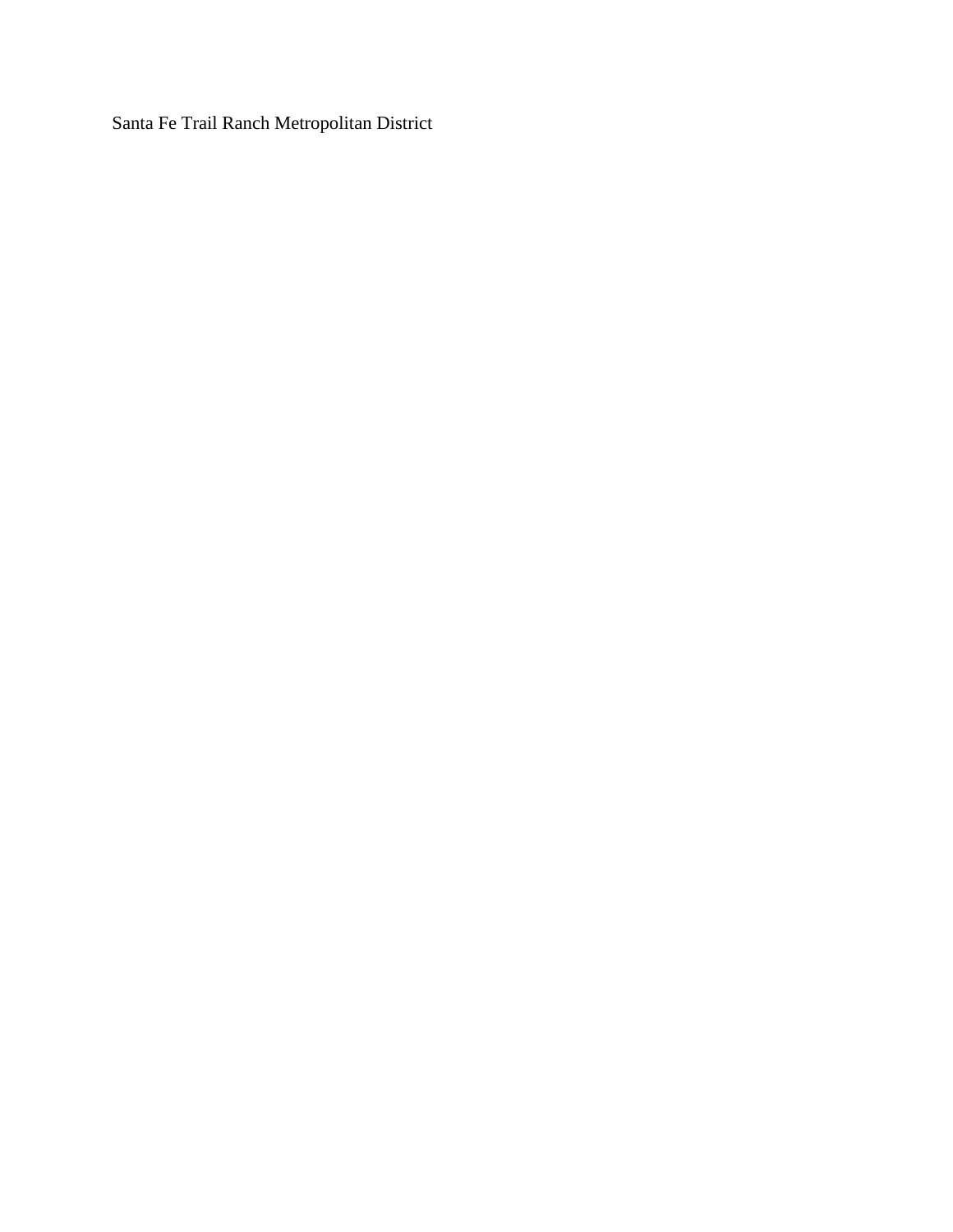Santa Fe Trail Ranch Metropolitan District